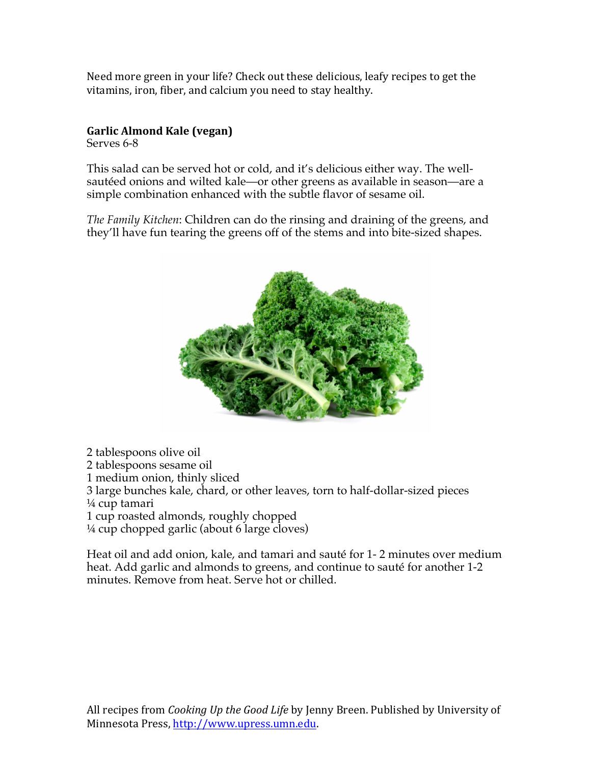Need more green in your life? Check out these delicious, leafy recipes to get the vitamins, iron, fiber, and calcium you need to stay healthy.

**Garlic Almond Kale (vegan)**
Serves 6-8

This salad can be served hot or cold, and it's delicious either way. The well-sautéed onions and wilted kale—or other greens as available in season—are a simple combination enhanced with the subtle flavor of sesame oil.

*The Family Kitchen*: Children can do the rinsing and draining of the greens, and they'll have fun tearing the greens off of the stems and into bite-sized shapes.

2 tablespoons olive oil
2 tablespoons sesame oil
1 medium onion, thinly sliced
3 large bunches kale, chard, or other leaves, torn to half-dollar-sized pieces
¼ cup tamari
1 cup roasted almonds, roughly chopped
¼ cup chopped garlic (about 6 large cloves)

Heat oil and add onion, kale, and tamari and sauté for 1- 2 minutes over medium heat. Add garlic and almonds to greens, and continue to sauté for another 1-2 minutes. Remove from heat. Serve hot or chilled.

All recipes from *Cooking Up the Good Life* by Jenny Breen. Published by University of Minnesota Press, http://www.upress.umn.edu.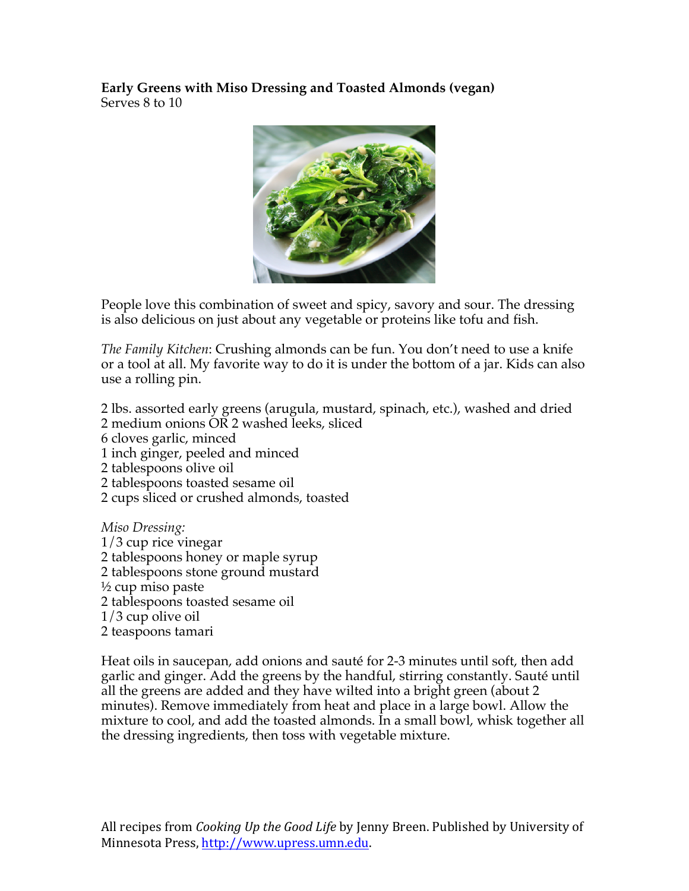**Early Greens with Miso Dressing and Toasted Almonds (vegan)**
Serves 8 to 10

People love this combination of sweet and spicy, savory and sour. The dressing is also delicious on just about any vegetable or proteins like tofu and fish.

*The Family Kitchen*: Crushing almonds can be fun. You don't need to use a knife or a tool at all. My favorite way to do it is under the bottom of a jar. Kids can also use a rolling pin.

2 lbs. assorted early greens (arugula, mustard, spinach, etc.), washed and dried
2 medium onions OR 2 washed leeks, sliced
6 cloves garlic, minced
1 inch ginger, peeled and minced
2 tablespoons olive oil
2 tablespoons toasted sesame oil
2 cups sliced or crushed almonds, toasted

*Miso Dressing:*
1/3 cup rice vinegar
2 tablespoons honey or maple syrup
2 tablespoons stone ground mustard
½ cup miso paste
2 tablespoons toasted sesame oil
1/3 cup olive oil
2 teaspoons tamari

Heat oils in saucepan, add onions and sauté for 2-3 minutes until soft, then add garlic and ginger. Add the greens by the handful, stirring constantly. Sauté until all the greens are added and they have wilted into a bright green (about 2 minutes). Remove immediately from heat and place in a large bowl. Allow the mixture to cool, and add the toasted almonds. In a small bowl, whisk together all the dressing ingredients, then toss with vegetable mixture.

All recipes from *Cooking Up the Good Life* by Jenny Breen. Published by University of Minnesota Press, http://www.upress.umn.edu.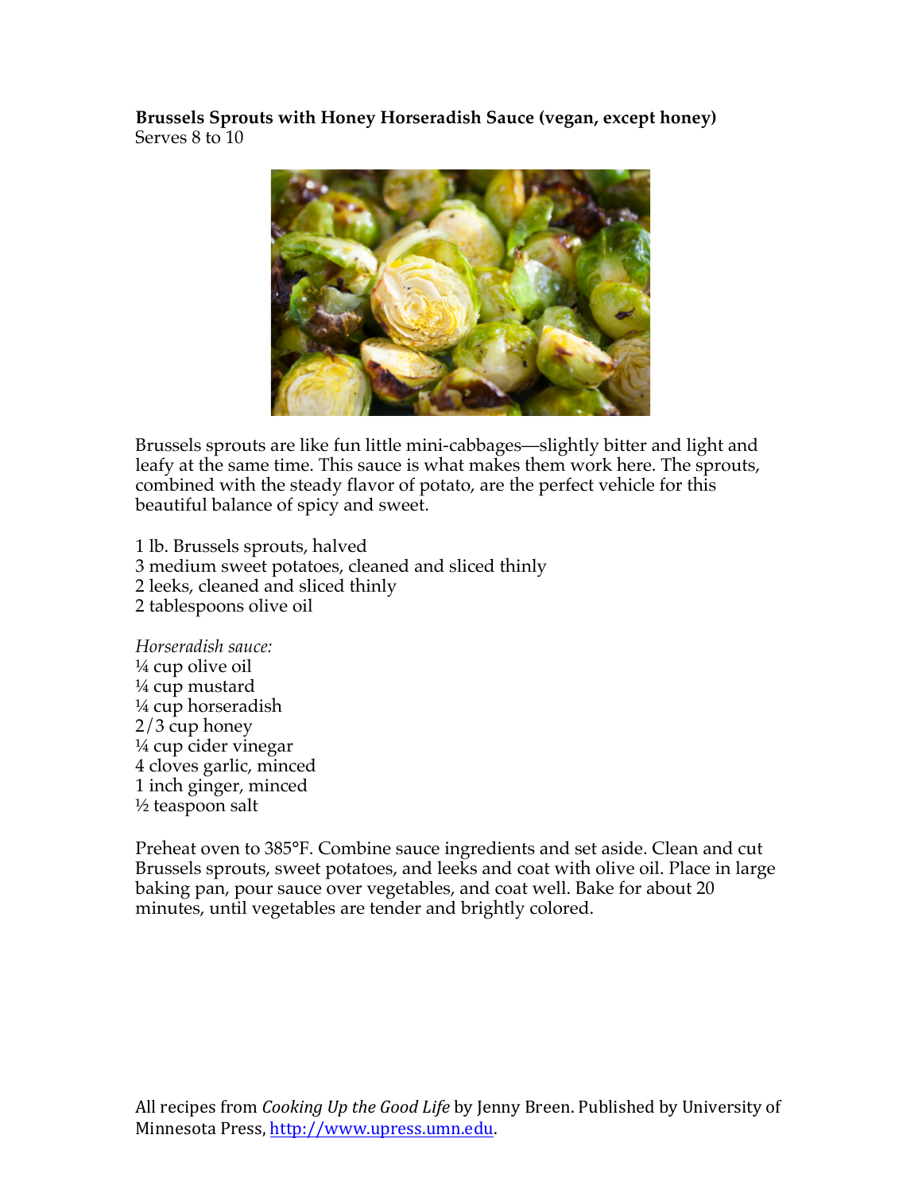**Brussels Sprouts with Honey Horseradish Sauce (vegan, except honey)**
Serves 8 to 10

Brussels sprouts are like fun little mini-cabbages—slightly bitter and light and leafy at the same time. This sauce is what makes them work here. The sprouts, combined with the steady flavor of potato, are the perfect vehicle for this beautiful balance of spicy and sweet.

1 lb. Brussels sprouts, halved
3 medium sweet potatoes, cleaned and sliced thinly
2 leeks, cleaned and sliced thinly
2 tablespoons olive oil

*Horseradish sauce:*
¼ cup olive oil
¼ cup mustard
¼ cup horseradish
2/3 cup honey
¼ cup cider vinegar
4 cloves garlic, minced
1 inch ginger, minced
½ teaspoon salt

Preheat oven to 385°F. Combine sauce ingredients and set aside. Clean and cut Brussels sprouts, sweet potatoes, and leeks and coat with olive oil. Place in large baking pan, pour sauce over vegetables, and coat well. Bake for about 20 minutes, until vegetables are tender and brightly colored.

All recipes from *Cooking Up the Good Life* by Jenny Breen. Published by University of Minnesota Press, http://www.upress.umn.edu.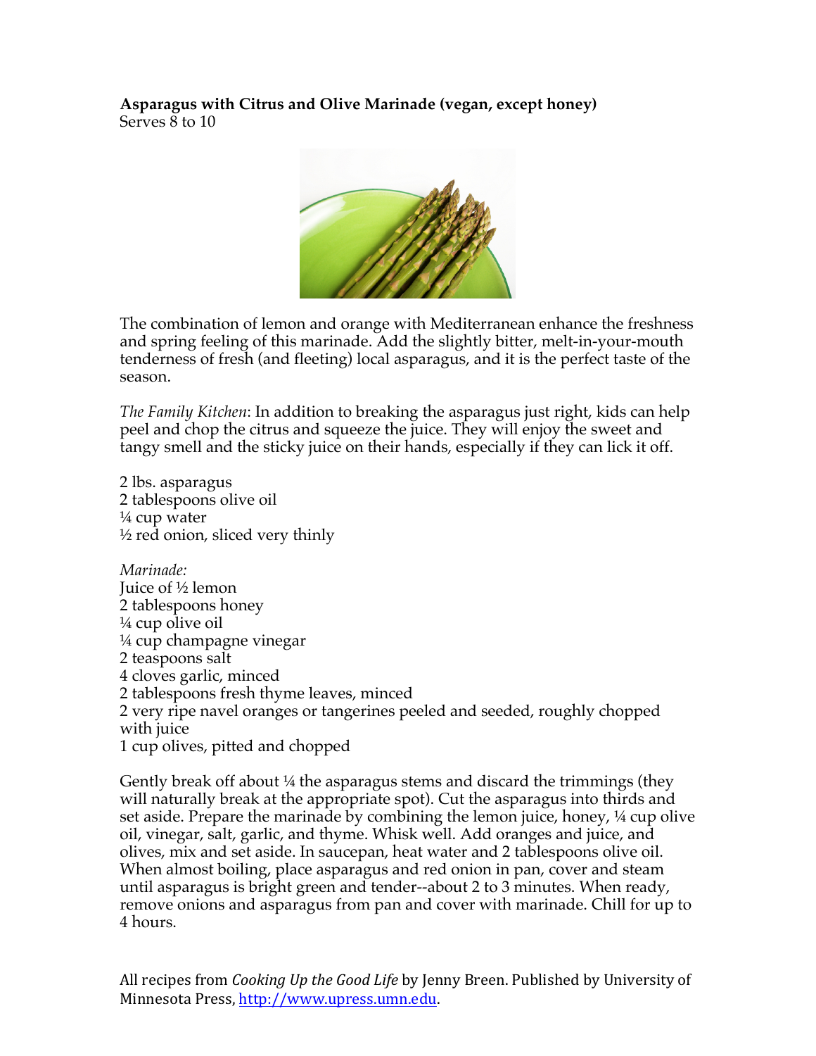**Asparagus with Citrus and Olive Marinade (vegan, except honey)**
Serves 8 to 10

The combination of lemon and orange with Mediterranean enhance the freshness and spring feeling of this marinade. Add the slightly bitter, melt-in-your-mouth tenderness of fresh (and fleeting) local asparagus, and it is the perfect taste of the season.

*The Family Kitchen*: In addition to breaking the asparagus just right, kids can help peel and chop the citrus and squeeze the juice. They will enjoy the sweet and tangy smell and the sticky juice on their hands, especially if they can lick it off.

2 lbs. asparagus
2 tablespoons olive oil
¼ cup water
½ red onion, sliced very thinly

*Marinade:*
Juice of ½ lemon
2 tablespoons honey
¼ cup olive oil
¼ cup champagne vinegar
2 teaspoons salt
4 cloves garlic, minced
2 tablespoons fresh thyme leaves, minced
2 very ripe navel oranges or tangerines peeled and seeded, roughly chopped with juice
1 cup olives, pitted and chopped

Gently break off about ¼ the asparagus stems and discard the trimmings (they will naturally break at the appropriate spot). Cut the asparagus into thirds and set aside. Prepare the marinade by combining the lemon juice, honey, ¼ cup olive oil, vinegar, salt, garlic, and thyme. Whisk well. Add oranges and juice, and olives, mix and set aside. In saucepan, heat water and 2 tablespoons olive oil. When almost boiling, place asparagus and red onion in pan, cover and steam until asparagus is bright green and tender--about 2 to 3 minutes. When ready, remove onions and asparagus from pan and cover with marinade. Chill for up to 4 hours.

All recipes from *Cooking Up the Good Life* by Jenny Breen. Published by University of Minnesota Press, http://www.upress.umn.edu.